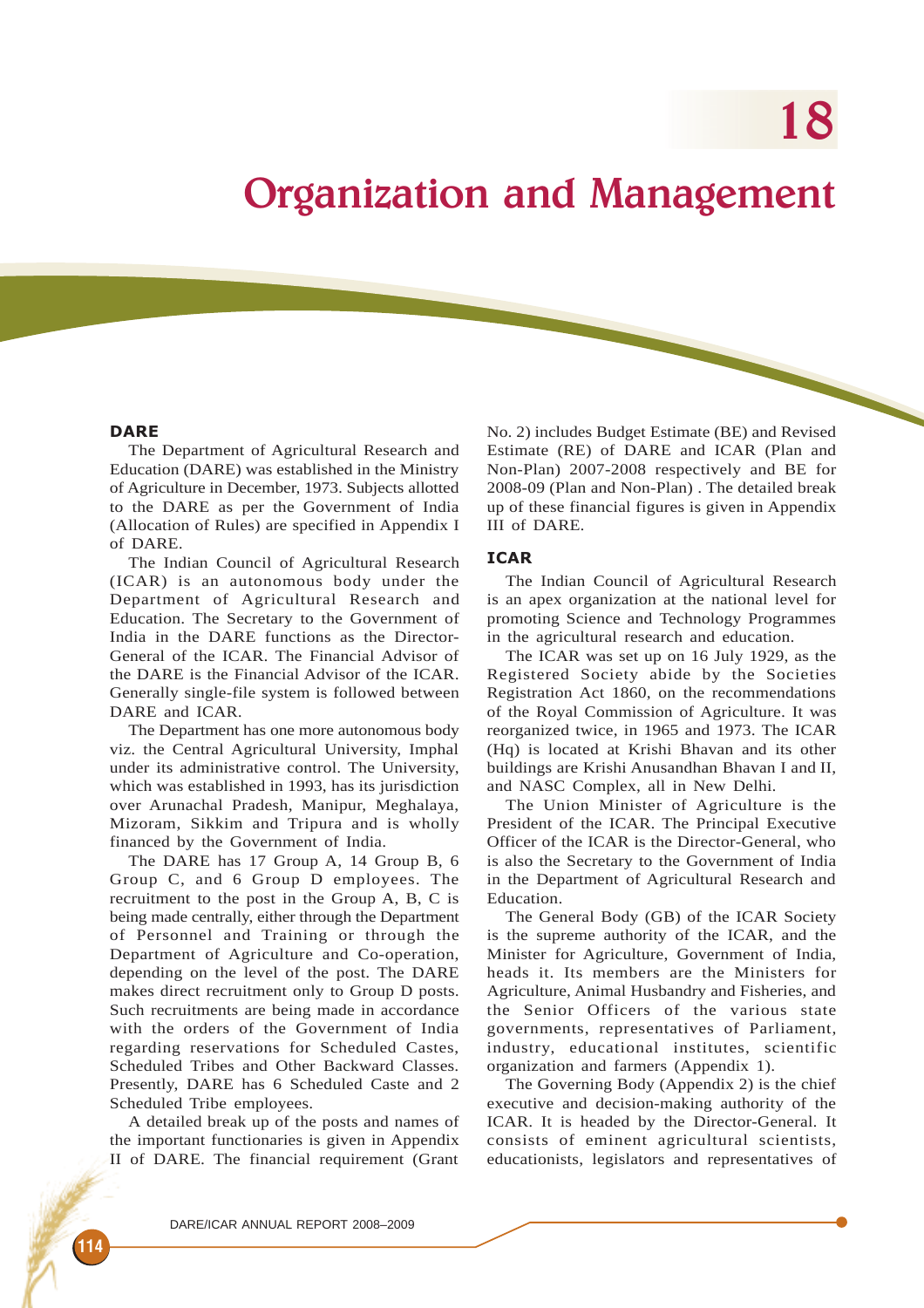# 18

# Organization and Management

## DARE

The Department of Agricultural Research and Education (DARE) was established in the Ministry of Agriculture in December, 1973. Subjects allotted to the DARE as per the Government of India (Allocation of Rules) are specified in Appendix I of DARE.

The Indian Council of Agricultural Research (ICAR) is an autonomous body under the Department of Agricultural Research and Education. The Secretary to the Government of India in the DARE functions as the Director-General of the ICAR. The Financial Advisor of the DARE is the Financial Advisor of the ICAR. Generally single-file system is followed between DARE and ICAR.

The Department has one more autonomous body viz. the Central Agricultural University, Imphal under its administrative control. The University, which was established in 1993, has its jurisdiction over Arunachal Pradesh, Manipur, Meghalaya, Mizoram, Sikkim and Tripura and is wholly financed by the Government of India.

The DARE has 17 Group A, 14 Group B, 6 Group C, and 6 Group D employees. The recruitment to the post in the Group A, B, C is being made centrally, either through the Department of Personnel and Training or through the Department of Agriculture and Co-operation, depending on the level of the post. The DARE makes direct recruitment only to Group D posts. Such recruitments are being made in accordance with the orders of the Government of India regarding reservations for Scheduled Castes, Scheduled Tribes and Other Backward Classes. Presently, DARE has 6 Scheduled Caste and 2 Scheduled Tribe employees.

A detailed break up of the posts and names of the important functionaries is given in Appendix II of DARE. The financial requirement (Grant No. 2) includes Budget Estimate (BE) and Revised Estimate (RE) of DARE and ICAR (Plan and Non-Plan) 2007-2008 respectively and BE for 2008-09 (Plan and Non-Plan) . The detailed break up of these financial figures is given in Appendix III of DARE.

## ICAR

The Indian Council of Agricultural Research is an apex organization at the national level for promoting Science and Technology Programmes in the agricultural research and education.

The ICAR was set up on 16 July 1929, as the Registered Society abide by the Societies Registration Act 1860, on the recommendations of the Royal Commission of Agriculture. It was reorganized twice, in 1965 and 1973. The ICAR (Hq) is located at Krishi Bhavan and its other buildings are Krishi Anusandhan Bhavan I and II, and NASC Complex, all in New Delhi.

The Union Minister of Agriculture is the President of the ICAR. The Principal Executive Officer of the ICAR is the Director-General, who is also the Secretary to the Government of India in the Department of Agricultural Research and Education.

The General Body (GB) of the ICAR Society is the supreme authority of the ICAR, and the Minister for Agriculture, Government of India, heads it. Its members are the Ministers for Agriculture, Animal Husbandry and Fisheries, and the Senior Officers of the various state governments, representatives of Parliament, industry, educational institutes, scientific organization and farmers (Appendix 1).

The Governing Body (Appendix 2) is the chief executive and decision-making authority of the ICAR. It is headed by the Director-General. It consists of eminent agricultural scientists, educationists, legislators and representatives of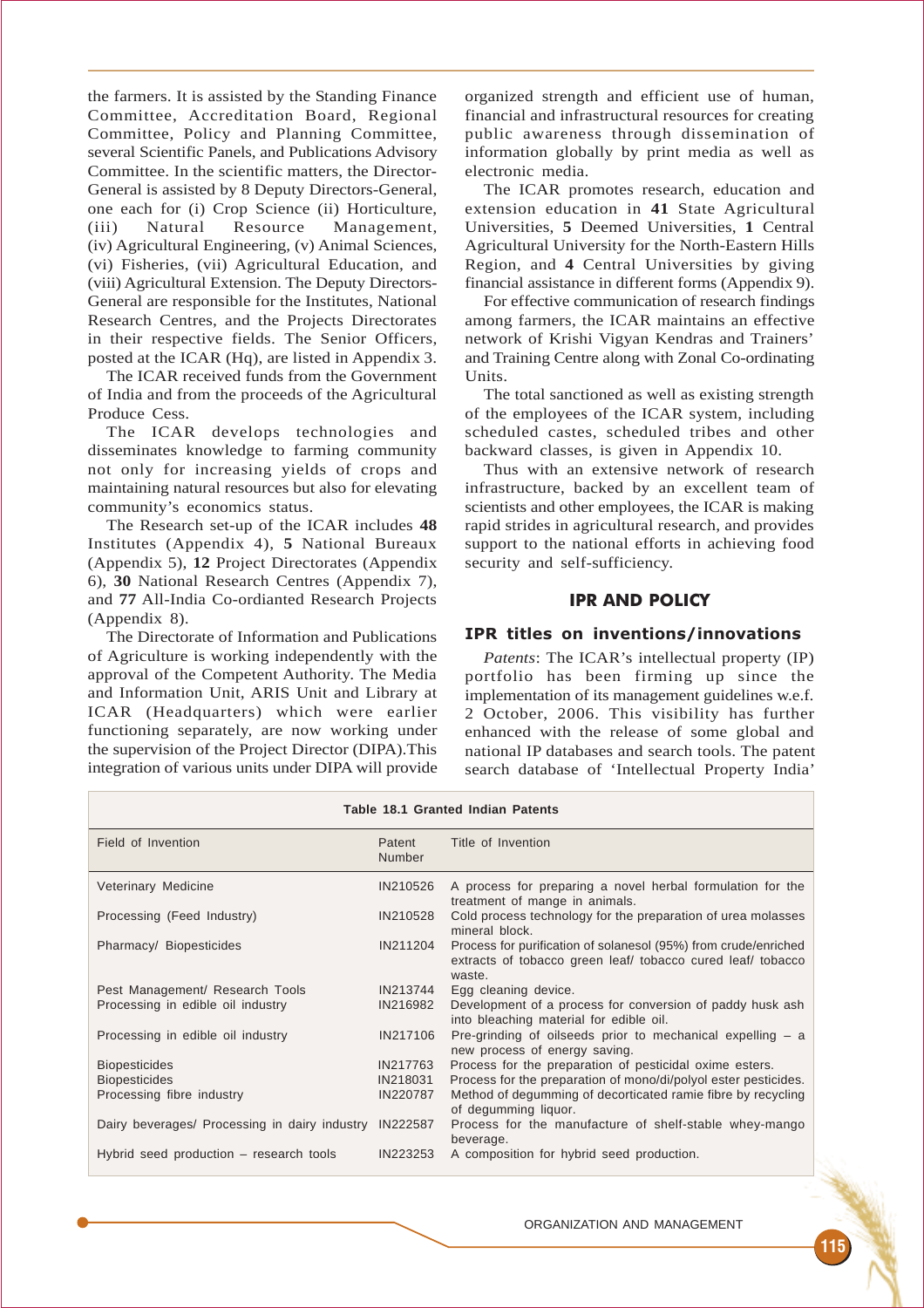the farmers. It is assisted by the Standing Finance Committee, Accreditation Board, Regional Committee, Policy and Planning Committee, several Scientific Panels, and Publications Advisory Committee. In the scientific matters, the Director-General is assisted by 8 Deputy Directors-General, one each for (i) Crop Science (ii) Horticulture, (iii) Natural Resource Management, (iv) Agricultural Engineering, (v) Animal Sciences, (vi) Fisheries, (vii) Agricultural Education, and (viii) Agricultural Extension. The Deputy Directors-General are responsible for the Institutes, National Research Centres, and the Projects Directorates in their respective fields. The Senior Officers, posted at the ICAR (Hq), are listed in Appendix 3.

The ICAR received funds from the Government of India and from the proceeds of the Agricultural Produce Cess.

The ICAR develops technologies and disseminates knowledge to farming community not only for increasing yields of crops and maintaining natural resources but also for elevating community's economics status.

The Research set-up of the ICAR includes **48** Institutes (Appendix 4), **5** National Bureaux (Appendix 5), **12** Project Directorates (Appendix 6), **30** National Research Centres (Appendix 7), and **77** All-India Co-ordianted Research Projects (Appendix 8).

The Directorate of Information and Publications of Agriculture is working independently with the approval of the Competent Authority. The Media and Information Unit, ARIS Unit and Library at ICAR (Headquarters) which were earlier functioning separately, are now working under the supervision of the Project Director (DIPA).This integration of various units under DIPA will provide organized strength and efficient use of human, financial and infrastructural resources for creating public awareness through dissemination of information globally by print media as well as electronic media.

The ICAR promotes research, education and extension education in **41** State Agricultural Universities, **5** Deemed Universities, **1** Central Agricultural University for the North-Eastern Hills Region, and **4** Central Universities by giving financial assistance in different forms (Appendix 9).

For effective communication of research findings among farmers, the ICAR maintains an effective network of Krishi Vigyan Kendras and Trainers' and Training Centre along with Zonal Co-ordinating Units.

The total sanctioned as well as existing strength of the employees of the ICAR system, including scheduled castes, scheduled tribes and other backward classes, is given in Appendix 10.

Thus with an extensive network of research infrastructure, backed by an excellent team of scientists and other employees, the ICAR is making rapid strides in agricultural research, and provides support to the national efforts in achieving food security and self-sufficiency.

## IPR AND POLICY

### IPR titles on inventions/innovations

*Patents*: The ICAR's intellectual property (IP) portfolio has been firming up since the implementation of its management guidelines w.e.f. 2 October, 2006. This visibility has further enhanced with the release of some global and national IP databases and search tools. The patent search database of 'Intellectual Property India'

**Table 18.1 Granted Indian Patents**

| Field of Invention | Patent Number | Title of Invention |
|---|---|---|
| Veterinary Medicine | IN210526 | A process for preparing a novel herbal formulation for the treatment of mange in animals. |
| Processing (Feed Industry) | IN210528 | Cold process technology for the preparation of urea molasses mineral block. |
| Pharmacy/ Biopesticides | IN211204 | Process for purification of solanesol (95%) from crude/enriched extracts of tobacco green leaf/ tobacco cured leaf/ tobacco waste. |
| Pest Management/ Research Tools | IN213744 | Egg cleaning device. |
| Processing in edible oil industry | IN216982 | Development of a process for conversion of paddy husk ash into bleaching material for edible oil. |
| Processing in edible oil industry | IN217106 | Pre-grinding of oilseeds prior to mechanical expelling – a new process of energy saving. |
| Biopesticides | IN217763 | Process for the preparation of pesticidal oxime esters. |
| Biopesticides | IN218031 | Process for the preparation of mono/di/polyol ester pesticides. |
| Processing fibre industry | IN220787 | Method of degumming of decorticated ramie fibre by recycling of degumming liquor. |
| Dairy beverages/ Processing in dairy industry | IN222587 | Process for the manufacture of shelf-stable whey-mango beverage. |
| Hybrid seed production – research tools | IN223253 | A composition for hybrid seed production. |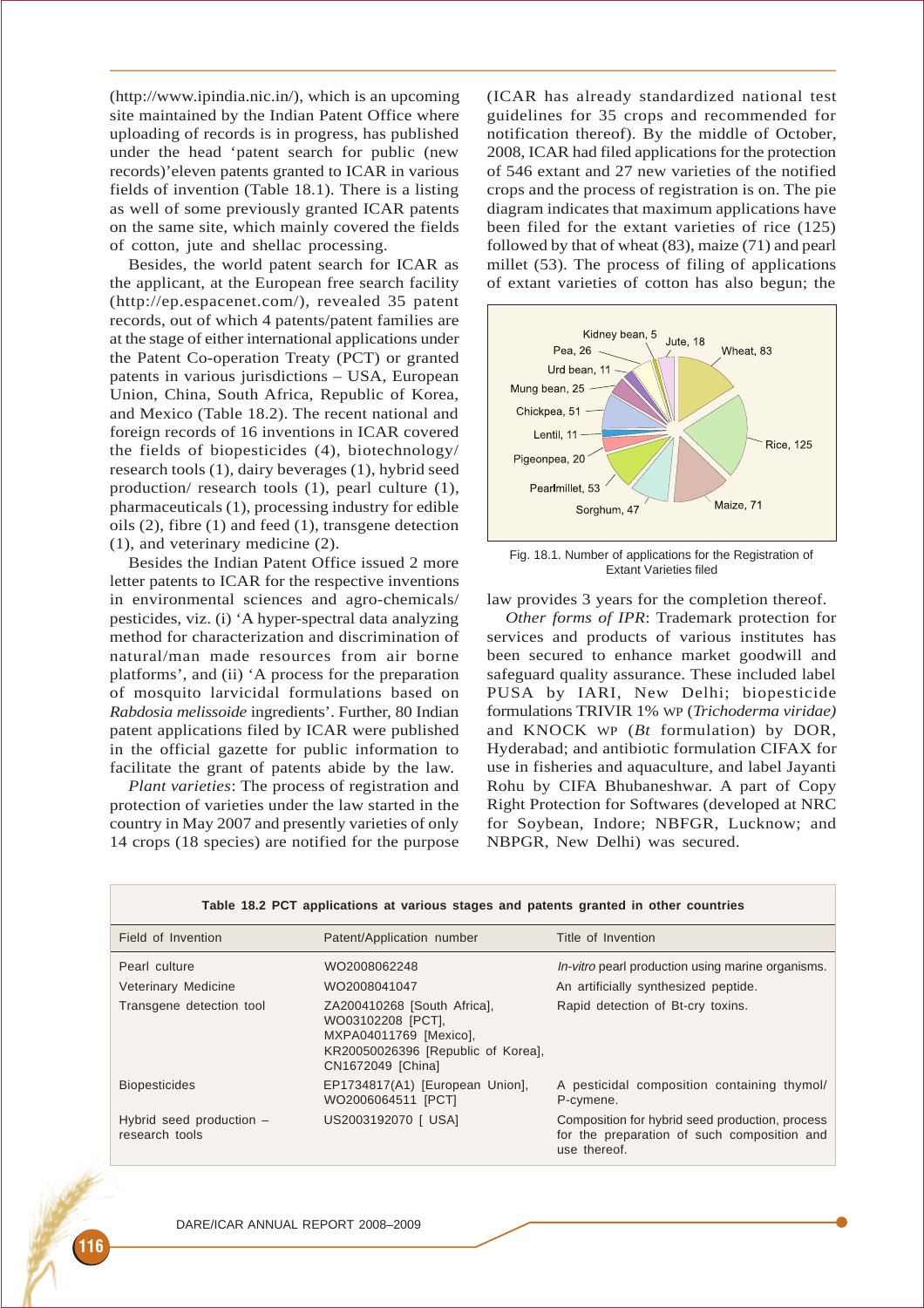(http://www.ipindia.nic.in/), which is an upcoming site maintained by the Indian Patent Office where uploading of records is in progress, has published under the head 'patent search for public (new records)'eleven patents granted to ICAR in various fields of invention (Table 18.1). There is a listing as well of some previously granted ICAR patents on the same site, which mainly covered the fields of cotton, jute and shellac processing.

Besides, the world patent search for ICAR as the applicant, at the European free search facility (http://ep.espacenet.com/), revealed 35 patent records, out of which 4 patents/patent families are at the stage of either international applications under the Patent Co-operation Treaty (PCT) or granted patents in various jurisdictions – USA, European Union, China, South Africa, Republic of Korea, and Mexico (Table 18.2). The recent national and foreign records of 16 inventions in ICAR covered the fields of biopesticides (4), biotechnology/ research tools (1), dairy beverages (1), hybrid seed production/ research tools (1), pearl culture (1), pharmaceuticals (1), processing industry for edible oils (2), fibre (1) and feed (1), transgene detection (1), and veterinary medicine (2).

Besides the Indian Patent Office issued 2 more letter patents to ICAR for the respective inventions in environmental sciences and agro-chemicals/ pesticides, viz. (i) 'A hyper-spectral data analyzing method for characterization and discrimination of natural/man made resources from air borne platforms', and (ii) 'A process for the preparation of mosquito larvicidal formulations based on *Rabdosia melissoide* ingredients'. Further, 80 Indian patent applications filed by ICAR were published in the official gazette for public information to facilitate the grant of patents abide by the law.

*Plant varieties*: The process of registration and protection of varieties under the law started in the country in May 2007 and presently varieties of only 14 crops (18 species) are notified for the purpose (ICAR has already standardized national test guidelines for 35 crops and recommended for notification thereof). By the middle of October, 2008, ICAR had filed applications for the protection of 546 extant and 27 new varieties of the notified crops and the process of registration is on. The pie diagram indicates that maximum applications have been filed for the extant varieties of rice (125) followed by that of wheat (83), maize (71) and pearl millet (53). The process of filing of applications of extant varieties of cotton has also begun; the law provides 3 years for the completion thereof.

Fig. 18.1. Number of applications for the Registration of Extant Varieties filed

*Other forms of IPR*: Trademark protection for services and products of various institutes has been secured to enhance market goodwill and safeguard quality assurance. These included label PUSA by IARI, New Delhi; biopesticide formulations TRIVIR 1% WP (*Trichoderma viridae)* and KNOCK WP (*Bt* formulation) by DOR, Hyderabad; and antibiotic formulation CIFAX for use in fisheries and aquaculture, and label Jayanti Rohu by CIFA Bhubaneshwar. A part of Copy Right Protection for Softwares (developed at NRC for Soybean, Indore; NBFGR, Lucknow; and NBPGR, New Delhi) was secured.

**Table 18.2 PCT applications at various stages and patents granted in other countries**

| Field of Invention | Patent/Application number | Title of Invention |
|---|---|---|
| Pearl culture | WO2008062248 | *In-vitro* pearl production using marine organisms. |
| Veterinary Medicine | WO2008041047 | An artificially synthesized peptide. |
| Transgene detection tool | ZA200410268 [South Africa], WO03102208 [PCT], MXPA04011769 [Mexico], KR20050026396 [Republic of Korea], CN1672049 [China] | Rapid detection of Bt-cry toxins. |
| Biopesticides | EP1734817(A1) [European Union], WO2006064511 [PCT] | A pesticidal composition containing thymol/ P-cymene. |
| Hybrid seed production – research tools | US2003192070 [ USA] | Composition for hybrid seed production, process for the preparation of such composition and use thereof. |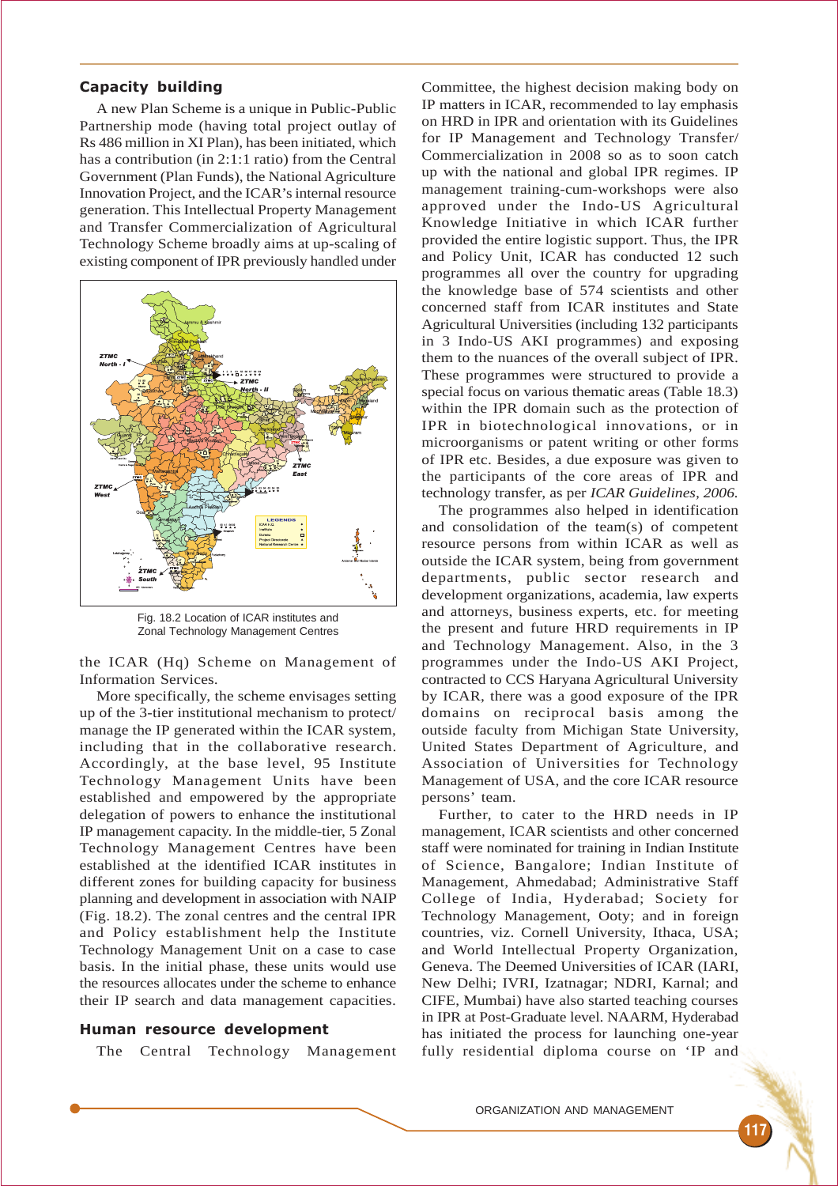## Capacity building

A new Plan Scheme is a unique in Public-Public Partnership mode (having total project outlay of Rs 486 million in XI Plan), has been initiated, which has a contribution (in 2:1:1 ratio) from the Central Government (Plan Funds), the National Agriculture Innovation Project, and the ICAR's internal resource generation. This Intellectual Property Management and Transfer Commercialization of Agricultural Technology Scheme broadly aims at up-scaling of existing component of IPR previously handled under the ICAR (Hq) Scheme on Management of Information Services.

Fig. 18.2 Location of ICAR institutes and Zonal Technology Management Centres

More specifically, the scheme envisages setting up of the 3-tier institutional mechanism to protect/ manage the IP generated within the ICAR system, including that in the collaborative research. Accordingly, at the base level, 95 Institute Technology Management Units have been established and empowered by the appropriate delegation of powers to enhance the institutional IP management capacity. In the middle-tier, 5 Zonal Technology Management Centres have been established at the identified ICAR institutes in different zones for building capacity for business planning and development in association with NAIP (Fig. 18.2). The zonal centres and the central IPR and Policy establishment help the Institute Technology Management Unit on a case to case basis. In the initial phase, these units would use the resources allocates under the scheme to enhance their IP search and data management capacities.

## Human resource development

The Central Technology Management Committee, the highest decision making body on IP matters in ICAR, recommended to lay emphasis on HRD in IPR and orientation with its Guidelines for IP Management and Technology Transfer/ Commercialization in 2008 so as to soon catch up with the national and global IPR regimes. IP management training-cum-workshops were also approved under the Indo-US Agricultural Knowledge Initiative in which ICAR further provided the entire logistic support. Thus, the IPR and Policy Unit, ICAR has conducted 12 such programmes all over the country for upgrading the knowledge base of 574 scientists and other concerned staff from ICAR institutes and State Agricultural Universities (including 132 participants in 3 Indo-US AKI programmes) and exposing them to the nuances of the overall subject of IPR. These programmes were structured to provide a special focus on various thematic areas (Table 18.3) within the IPR domain such as the protection of IPR in biotechnological innovations, or in microorganisms or patent writing or other forms of IPR etc. Besides, a due exposure was given to the participants of the core areas of IPR and technology transfer, as per *ICAR Guidelines, 2006.*

The programmes also helped in identification and consolidation of the team(s) of competent resource persons from within ICAR as well as outside the ICAR system, being from government departments, public sector research and development organizations, academia, law experts and attorneys, business experts, etc. for meeting the present and future HRD requirements in IP and Technology Management. Also, in the 3 programmes under the Indo-US AKI Project, contracted to CCS Haryana Agricultural University by ICAR, there was a good exposure of the IPR domains on reciprocal basis among the outside faculty from Michigan State University, United States Department of Agriculture, and Association of Universities for Technology Management of USA, and the core ICAR resource persons' team.

Further, to cater to the HRD needs in IP management, ICAR scientists and other concerned staff were nominated for training in Indian Institute of Science, Bangalore; Indian Institute of Management, Ahmedabad; Administrative Staff College of India, Hyderabad; Society for Technology Management, Ooty; and in foreign countries, viz. Cornell University, Ithaca, USA; and World Intellectual Property Organization, Geneva. The Deemed Universities of ICAR (IARI, New Delhi; IVRI, Izatnagar; NDRI, Karnal; and CIFE, Mumbai) have also started teaching courses in IPR at Post-Graduate level. NAARM, Hyderabad has initiated the process for launching one-year fully residential diploma course on 'IP and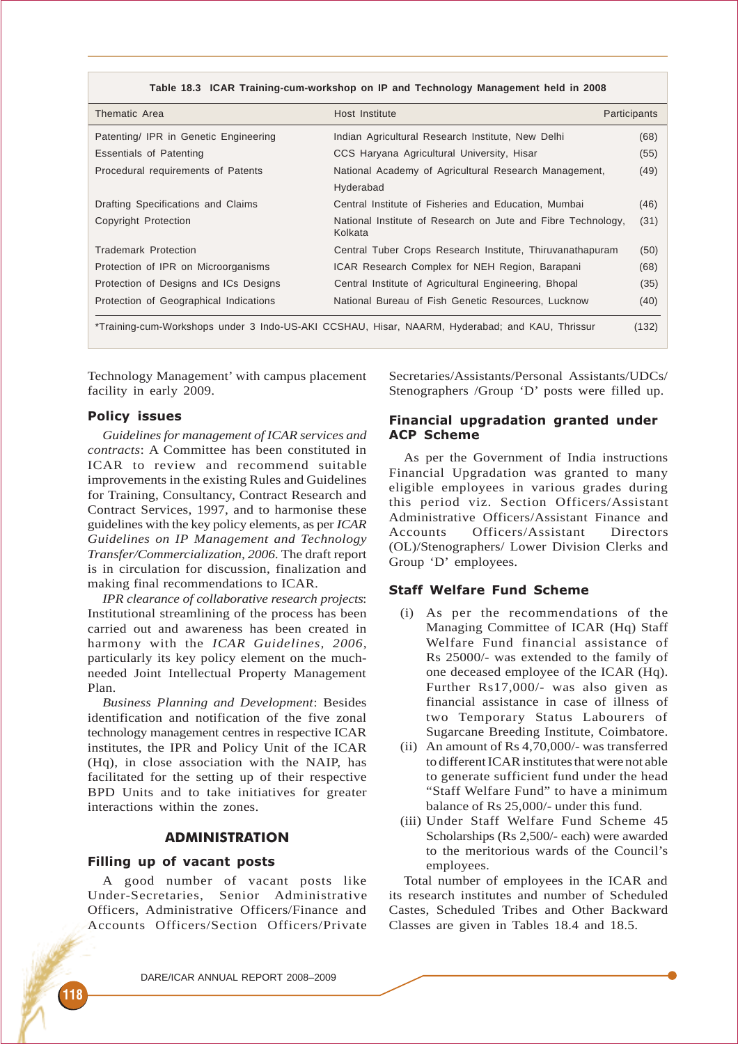**Table 18.3 ICAR Training-cum-workshop on IP and Technology Management held in 2008**

| Thematic Area | Host Institute | Participants |
|---|---|---|
| Patenting/ IPR in Genetic Engineering | Indian Agricultural Research Institute, New Delhi | (68) |
| Essentials of Patenting | CCS Haryana Agricultural University, Hisar | (55) |
| Procedural requirements of Patents | National Academy of Agricultural Research Management, Hyderabad | (49) |
| Drafting Specifications and Claims | Central Institute of Fisheries and Education, Mumbai | (46) |
| Copyright Protection | National Institute of Research on Jute and Fibre Technology, Kolkata | (31) |
| Trademark Protection | Central Tuber Crops Research Institute, Thiruvanathapuram | (50) |
| Protection of IPR on Microorganisms | ICAR Research Complex for NEH Region, Barapani | (68) |
| Protection of Designs and ICs Designs | Central Institute of Agricultural Engineering, Bhopal | (35) |
| Protection of Geographical Indications | National Bureau of Fish Genetic Resources, Lucknow | (40) |
| *Training-cum-Workshops under 3 Indo-US-AKI CCSHAU, Hisar, NAARM, Hyderabad; and KAU, Thrissur | | (132) |

Technology Management' with campus placement facility in early 2009.

### Policy issues

*Guidelines for management of ICAR services and contracts*: A Committee has been constituted in ICAR to review and recommend suitable improvements in the existing Rules and Guidelines for Training, Consultancy, Contract Research and Contract Services, 1997, and to harmonise these guidelines with the key policy elements, as per *ICAR Guidelines on IP Management and Technology Transfer/Commercialization, 2006.* The draft report is in circulation for discussion, finalization and making final recommendations to ICAR.

*IPR clearance of collaborative research projects*: Institutional streamlining of the process has been carried out and awareness has been created in harmony with the *ICAR Guidelines, 2006*, particularly its key policy element on the much-needed Joint Intellectual Property Management Plan.

*Business Planning and Development*: Besides identification and notification of the five zonal technology management centres in respective ICAR institutes, the IPR and Policy Unit of the ICAR (Hq), in close association with the NAIP, has facilitated for the setting up of their respective BPD Units and to take initiatives for greater interactions within the zones.

## ADMINISTRATION

### Filling up of vacant posts

A good number of vacant posts like Under-Secretaries, Senior Administrative Officers, Administrative Officers/Finance and Accounts Officers/Section Officers/Private Secretaries/Assistants/Personal Assistants/UDCs/ Stenographers /Group 'D' posts were filled up.

### Financial upgradation granted under ACP Scheme

As per the Government of India instructions Financial Upgradation was granted to many eligible employees in various grades during this period viz. Section Officers/Assistant Administrative Officers/Assistant Finance and Accounts Officers/Assistant Directors (OL)/Stenographers/ Lower Division Clerks and Group 'D' employees.

### Staff Welfare Fund Scheme

(i) As per the recommendations of the Managing Committee of ICAR (Hq) Staff Welfare Fund financial assistance of Rs 25000/- was extended to the family of one deceased employee of the ICAR (Hq). Further Rs17,000/- was also given as financial assistance in case of illness of two Temporary Status Labourers of Sugarcane Breeding Institute, Coimbatore.

(ii) An amount of Rs 4,70,000/- was transferred to different ICAR institutes that were not able to generate sufficient fund under the head "Staff Welfare Fund" to have a minimum balance of Rs 25,000/- under this fund.

(iii) Under Staff Welfare Fund Scheme 45 Scholarships (Rs 2,500/- each) were awarded to the meritorious wards of the Council's employees.

Total number of employees in the ICAR and its research institutes and number of Scheduled Castes, Scheduled Tribes and Other Backward Classes are given in Tables 18.4 and 18.5.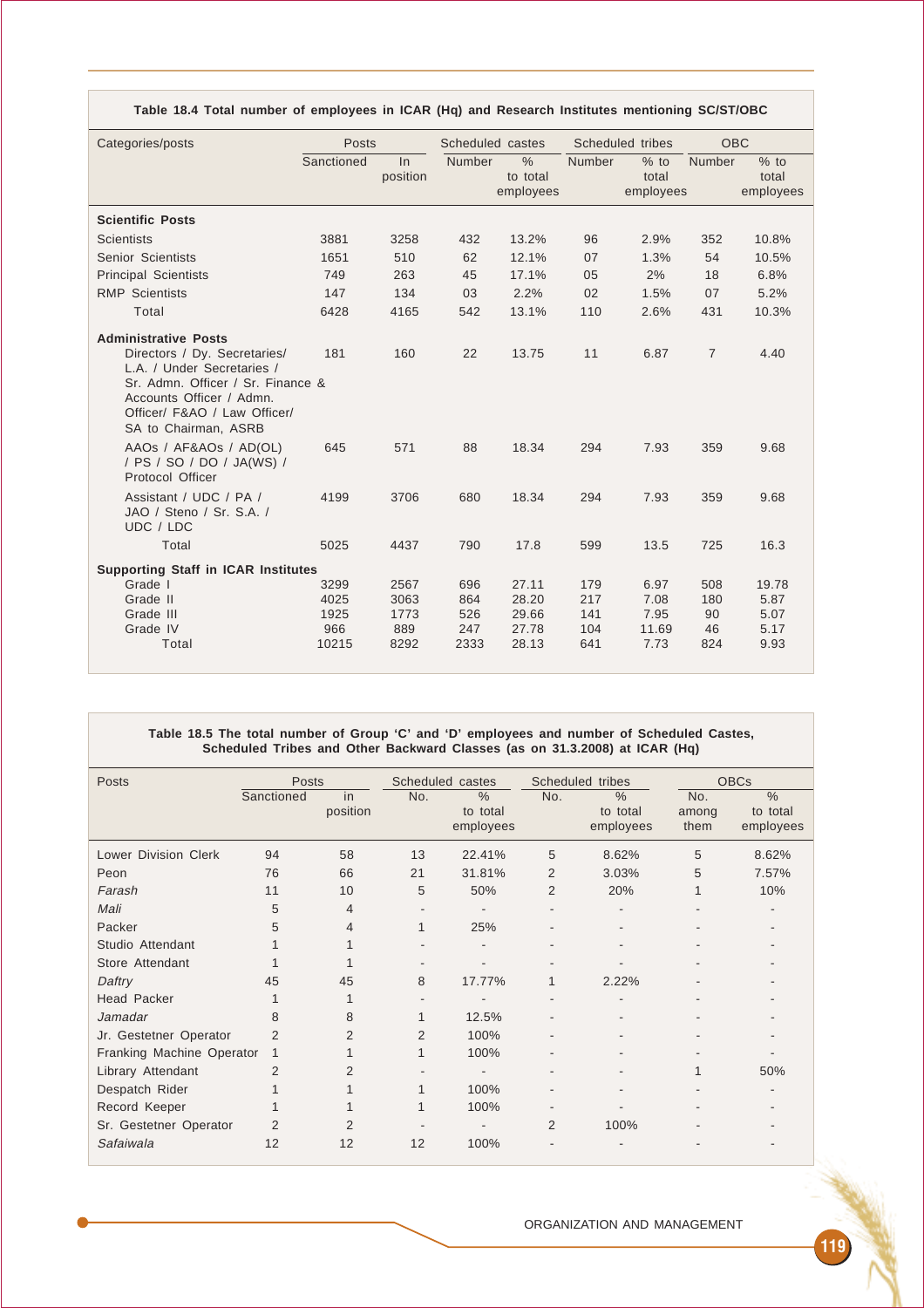**Table 18.4 Total number of employees in ICAR (Hq) and Research Institutes mentioning SC/ST/OBC**

| Categories/posts | Posts | | Scheduled castes | | Scheduled tribes | | OBC | |
|---|---|---|---|---|---|---|---|---|
| | Sanctioned | In position | Number | % to total employees | Number | % to total employees | Number | % to total employees |
| **Scientific Posts** | | | | | | | | |
| Scientists | 3881 | 3258 | 432 | 13.2% | 96 | 2.9% | 352 | 10.8% |
| Senior Scientists | 1651 | 510 | 62 | 12.1% | 07 | 1.3% | 54 | 10.5% |
| Principal Scientists | 749 | 263 | 45 | 17.1% | 05 | 2% | 18 | 6.8% |
| RMP Scientists | 147 | 134 | 03 | 2.2% | 02 | 1.5% | 07 | 5.2% |
| Total | 6428 | 4165 | 542 | 13.1% | 110 | 2.6% | 431 | 10.3% |
| **Administrative Posts** | | | | | | | | |
| Directors / Dy. Secretaries/ L.A. / Under Secretaries / Sr. Admn. Officer / Sr. Finance & Accounts Officer / Admn. Officer/ F&AO / Law Officer/ SA to Chairman, ASRB | 181 | 160 | 22 | 13.75 | 11 | 6.87 | 7 | 4.40 |
| AAOs / AF&AOs / AD(OL) / PS / SO / DO / JA(WS) / Protocol Officer | 645 | 571 | 88 | 18.34 | 294 | 7.93 | 359 | 9.68 |
| Assistant / UDC / PA / JAO / Steno / Sr. S.A. / UDC / LDC | 4199 | 3706 | 680 | 18.34 | 294 | 7.93 | 359 | 9.68 |
| Total | 5025 | 4437 | 790 | 17.8 | 599 | 13.5 | 725 | 16.3 |
| **Supporting Staff in ICAR Institutes** | | | | | | | | |
| Grade I | 3299 | 2567 | 696 | 27.11 | 179 | 6.97 | 508 | 19.78 |
| Grade II | 4025 | 3063 | 864 | 28.20 | 217 | 7.08 | 180 | 5.87 |
| Grade III | 1925 | 1773 | 526 | 29.66 | 141 | 7.95 | 90 | 5.07 |
| Grade IV | 966 | 889 | 247 | 27.78 | 104 | 11.69 | 46 | 5.17 |
| Total | 10215 | 8292 | 2333 | 28.13 | 641 | 7.73 | 824 | 9.93 |

**Table 18.5 The total number of Group 'C' and 'D' employees and number of Scheduled Castes, Scheduled Tribes and Other Backward Classes (as on 31.3.2008) at ICAR (Hq)**

| Posts | Posts | | Scheduled castes | | Scheduled tribes | | OBCs | |
|---|---|---|---|---|---|---|---|---|
| | Sanctioned | in position | No. | % to total employees | No. | % to total employees | No. among them | % to total employees |
| Lower Division Clerk | 94 | 58 | 13 | 22.41% | 5 | 8.62% | 5 | 8.62% |
| Peon | 76 | 66 | 21 | 31.81% | 2 | 3.03% | 5 | 7.57% |
| *Farash* | 11 | 10 | 5 | 50% | 2 | 20% | 1 | 10% |
| *Mali* | 5 | 4 | - | - | - | - | - | - |
| Packer | 5 | 4 | 1 | 25% | - | - | - | - |
| Studio Attendant | 1 | 1 | - | - | - | - | - | - |
| Store Attendant | 1 | 1 | - | - | - | - | - | - |
| *Daftry* | 45 | 45 | 8 | 17.77% | 1 | 2.22% | - | - |
| Head Packer | 1 | 1 | - | - | - | - | - | - |
| *Jamadar* | 8 | 8 | 1 | 12.5% | - | - | - | - |
| Jr. Gestetner Operator | 2 | 2 | 2 | 100% | - | - | - | - |
| Franking Machine Operator | 1 | 1 | 1 | 100% | - | - | - | - |
| Library Attendant | 2 | 2 | - | - | - | - | 1 | 50% |
| Despatch Rider | 1 | 1 | 1 | 100% | - | - | - | - |
| Record Keeper | 1 | 1 | 1 | 100% | - | - | - | - |
| Sr. Gestetner Operator | 2 | 2 | - | - | 2 | 100% | - | - |
| *Safaiwala* | 12 | 12 | 12 | 100% | - | - | - | - |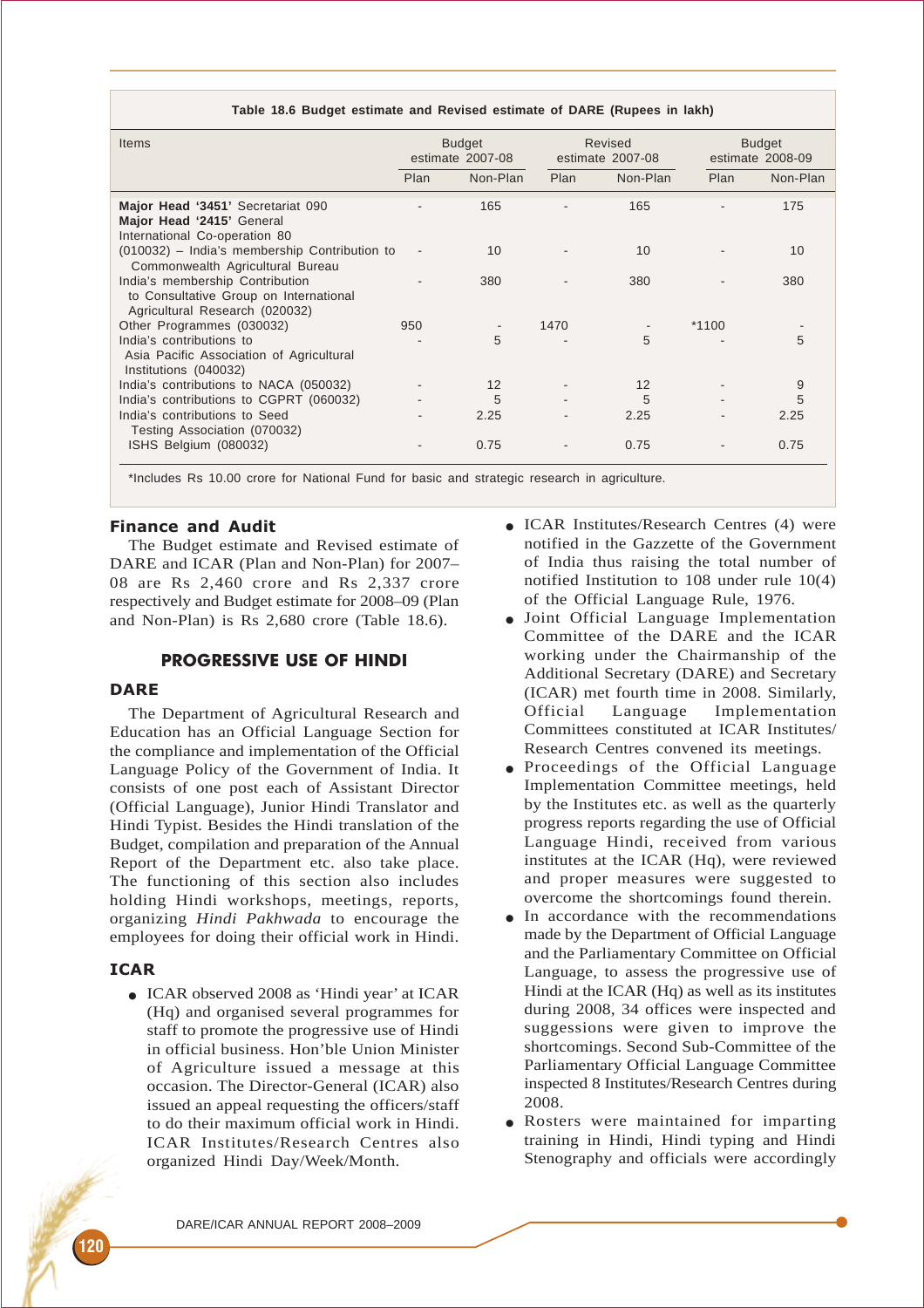**Table 18.6 Budget estimate and Revised estimate of DARE (Rupees in lakh)**

| Items | Budget estimate 2007-08 | | Revised estimate 2007-08 | | Budget estimate 2008-09 | |
|---|---|---|---|---|---|---|
| | Plan | Non-Plan | Plan | Non-Plan | Plan | Non-Plan |
| **Major Head '3451'** Secretariat 090 | - | 165 | - | 165 | - | 175 |
| **Major Head '2415'** General International Co-operation 80 | | | | | | |
| (010032) – India's membership Contribution to Commonwealth Agricultural Bureau | - | 10 | - | 10 | - | 10 |
| India's membership Contribution to Consultative Group on International Agricultural Research (020032) | - | 380 | - | 380 | - | 380 |
| Other Programmes (030032) | 950 | - | 1470 | - | *1100 | - |
| India's contributions to Asia Pacific Association of Agricultural Institutions (040032) | - | 5 | - | 5 | - | 5 |
| India's contributions to NACA (050032) | - | 12 | - | 12 | - | 9 |
| India's contributions to CGPRT (060032) | - | 5 | - | 5 | - | 5 |
| India's contributions to Seed Testing Association (070032) | - | 2.25 | - | 2.25 | - | 2.25 |
| ISHS Belgium (080032) | - | 0.75 | - | 0.75 | - | 0.75 |

*Includes Rs 10.00 crore for National Fund for basic and strategic research in agriculture.

### Finance and Audit

The Budget estimate and Revised estimate of DARE and ICAR (Plan and Non-Plan) for 2007–08 are Rs 2,460 crore and Rs 2,337 crore respectively and Budget estimate for 2008–09 (Plan and Non-Plan) is Rs 2,680 crore (Table 18.6).

## PROGRESSIVE USE OF HINDI

### DARE

The Department of Agricultural Research and Education has an Official Language Section for the compliance and implementation of the Official Language Policy of the Government of India. It consists of one post each of Assistant Director (Official Language), Junior Hindi Translator and Hindi Typist. Besides the Hindi translation of the Budget, compilation and preparation of the Annual Report of the Department etc. also take place. The functioning of this section also includes holding Hindi workshops, meetings, reports, organizing *Hindi Pakhwada* to encourage the employees for doing their official work in Hindi.

### ICAR

- ICAR observed 2008 as 'Hindi year' at ICAR (Hq) and organised several programmes for staff to promote the progressive use of Hindi in official business. Hon'ble Union Minister of Agriculture issued a message at this occasion. The Director-General (ICAR) also issued an appeal requesting the officers/staff to do their maximum official work in Hindi. ICAR Institutes/Research Centres also organized Hindi Day/Week/Month.
- ICAR Institutes/Research Centres (4) were notified in the Gazzette of the Government of India thus raising the total number of notified Institution to 108 under rule 10(4) of the Official Language Rule, 1976.
- Joint Official Language Implementation Committee of the DARE and the ICAR working under the Chairmanship of the Additional Secretary (DARE) and Secretary (ICAR) met fourth time in 2008. Similarly, Official Language Implementation Committees constituted at ICAR Institutes/ Research Centres convened its meetings.
- Proceedings of the Official Language Implementation Committee meetings, held by the Institutes etc. as well as the quarterly progress reports regarding the use of Official Language Hindi, received from various institutes at the ICAR (Hq), were reviewed and proper measures were suggested to overcome the shortcomings found therein.
- In accordance with the recommendations made by the Department of Official Language and the Parliamentary Committee on Official Language, to assess the progressive use of Hindi at the ICAR (Hq) as well as its institutes during 2008, 34 offices were inspected and suggestions were given to improve the shortcomings. Second Sub-Committee of the Parliamentary Official Language Committee inspected 8 Institutes/Research Centres during 2008.
- Rosters were maintained for imparting training in Hindi, Hindi typing and Hindi Stenography and officials were accordingly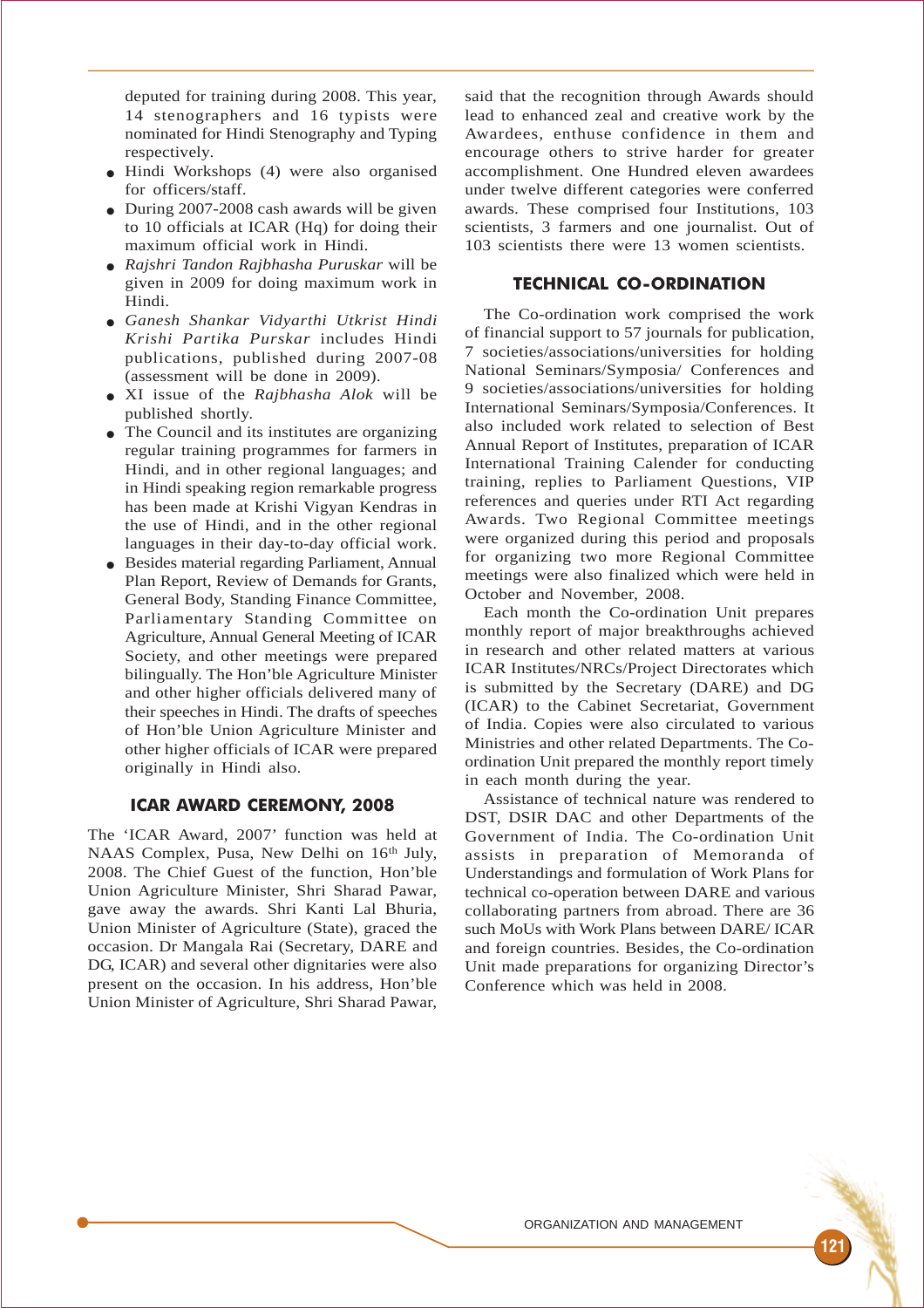deputed for training during 2008. This year, 14 stenographers and 16 typists were nominated for Hindi Stenography and Typing respectively.

- Hindi Workshops (4) were also organised for officers/staff.
- During 2007-2008 cash awards will be given to 10 officials at ICAR (Hq) for doing their maximum official work in Hindi.
- *Rajshri Tandon Rajbhasha Puruskar* will be given in 2009 for doing maximum work in Hindi.
- *Ganesh Shankar Vidyarthi Utkrist Hindi Krishi Partika Purskar* includes Hindi publications, published during 2007-08 (assessment will be done in 2009).
- XI issue of the *Rajbhasha Alok* will be published shortly.
- The Council and its institutes are organizing regular training programmes for farmers in Hindi, and in other regional languages; and in Hindi speaking region remarkable progress has been made at Krishi Vigyan Kendras in the use of Hindi, and in the other regional languages in their day-to-day official work.
- Besides material regarding Parliament, Annual Plan Report, Review of Demands for Grants, General Body, Standing Finance Committee, Parliamentary Standing Committee on Agriculture, Annual General Meeting of ICAR Society, and other meetings were prepared bilingually. The Hon'ble Agriculture Minister and other higher officials delivered many of their speeches in Hindi. The drafts of speeches of Hon'ble Union Agriculture Minister and other higher officials of ICAR were prepared originally in Hindi also.

## ICAR AWARD CEREMONY, 2008

The 'ICAR Award, 2007' function was held at NAAS Complex, Pusa, New Delhi on 16th July, 2008. The Chief Guest of the function, Hon'ble Union Agriculture Minister, Shri Sharad Pawar, gave away the awards. Shri Kanti Lal Bhuria, Union Minister of Agriculture (State), graced the occasion. Dr Mangala Rai (Secretary, DARE and DG, ICAR) and several other dignitaries were also present on the occasion. In his address, Hon'ble Union Minister of Agriculture, Shri Sharad Pawar, said that the recognition through Awards should lead to enhanced zeal and creative work by the Awardees, enthuse confidence in them and encourage others to strive harder for greater accomplishment. One Hundred eleven awardees under twelve different categories were conferred awards. These comprised four Institutions, 103 scientists, 3 farmers and one journalist. Out of 103 scientists there were 13 women scientists.

## TECHNICAL CO-ORDINATION

The Co-ordination work comprised the work of financial support to 57 journals for publication, 7 societies/associations/universities for holding National Seminars/Symposia/ Conferences and 9 societies/associations/universities for holding International Seminars/Symposia/Conferences. It also included work related to selection of Best Annual Report of Institutes, preparation of ICAR International Training Calender for conducting training, replies to Parliament Questions, VIP references and queries under RTI Act regarding Awards. Two Regional Committee meetings were organized during this period and proposals for organizing two more Regional Committee meetings were also finalized which were held in October and November, 2008.

Each month the Co-ordination Unit prepares monthly report of major breakthroughs achieved in research and other related matters at various ICAR Institutes/NRCs/Project Directorates which is submitted by the Secretary (DARE) and DG (ICAR) to the Cabinet Secretariat, Government of India. Copies were also circulated to various Ministries and other related Departments. The Co-ordination Unit prepared the monthly report timely in each month during the year.

Assistance of technical nature was rendered to DST, DSIR DAC and other Departments of the Government of India. The Co-ordination Unit assists in preparation of Memoranda of Understandings and formulation of Work Plans for technical co-operation between DARE and various collaborating partners from abroad. There are 36 such MoUs with Work Plans between DARE/ ICAR and foreign countries. Besides, the Co-ordination Unit made preparations for organizing Director's Conference which was held in 2008.